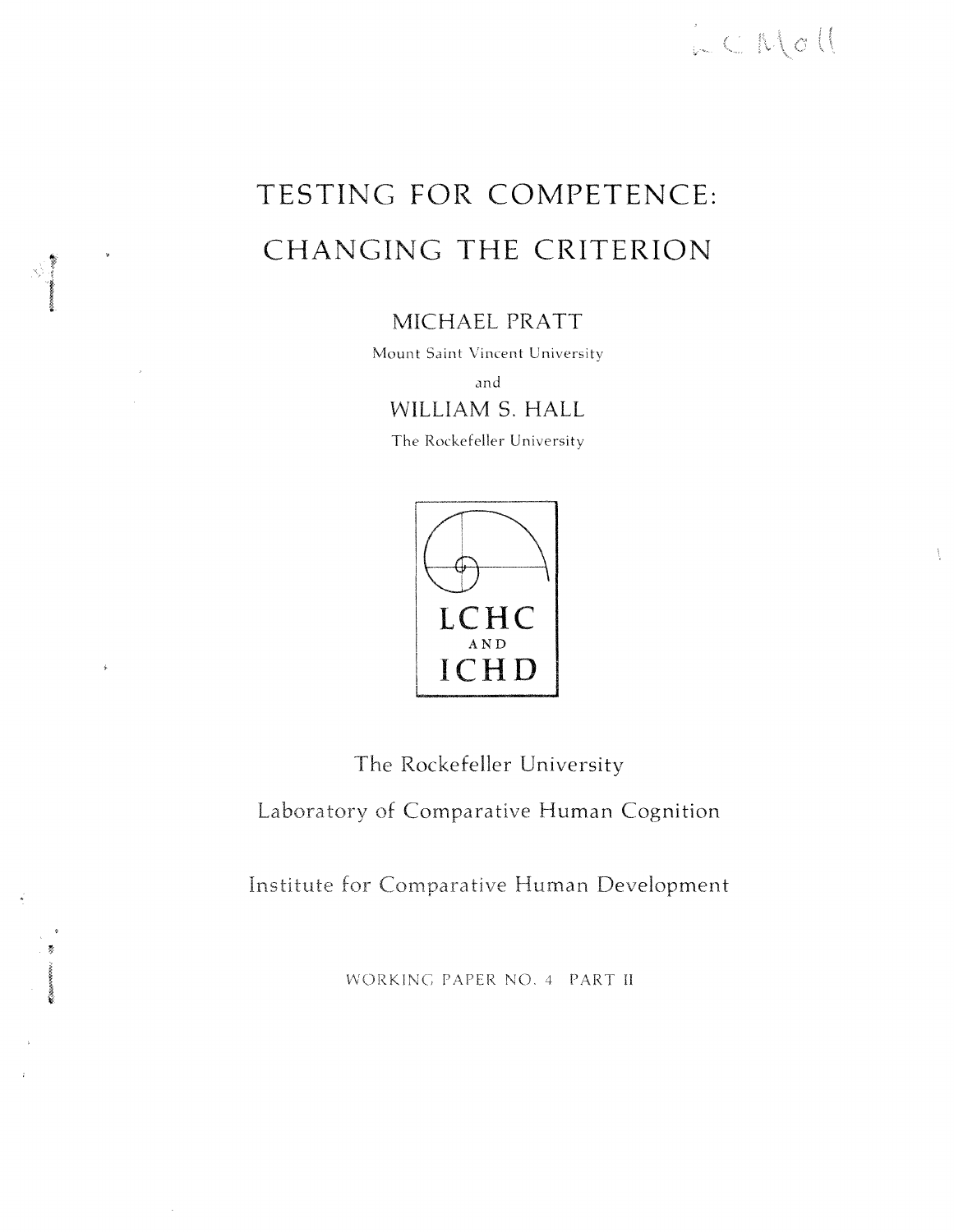L C Moll

# TESTING FOR COMPETENCE: CHANGING THE CRITERION

MICHAEL PRATT

Mount Saint Vincent University

and

WILLIAM S. HALL

The Rockefeller University

LCHC

AND

ICHD

The Rockefeller University

Laboratory of Comparative Human Cognition

Institute for Comparative Human Development

WORKING PAPER NO. 4 PART II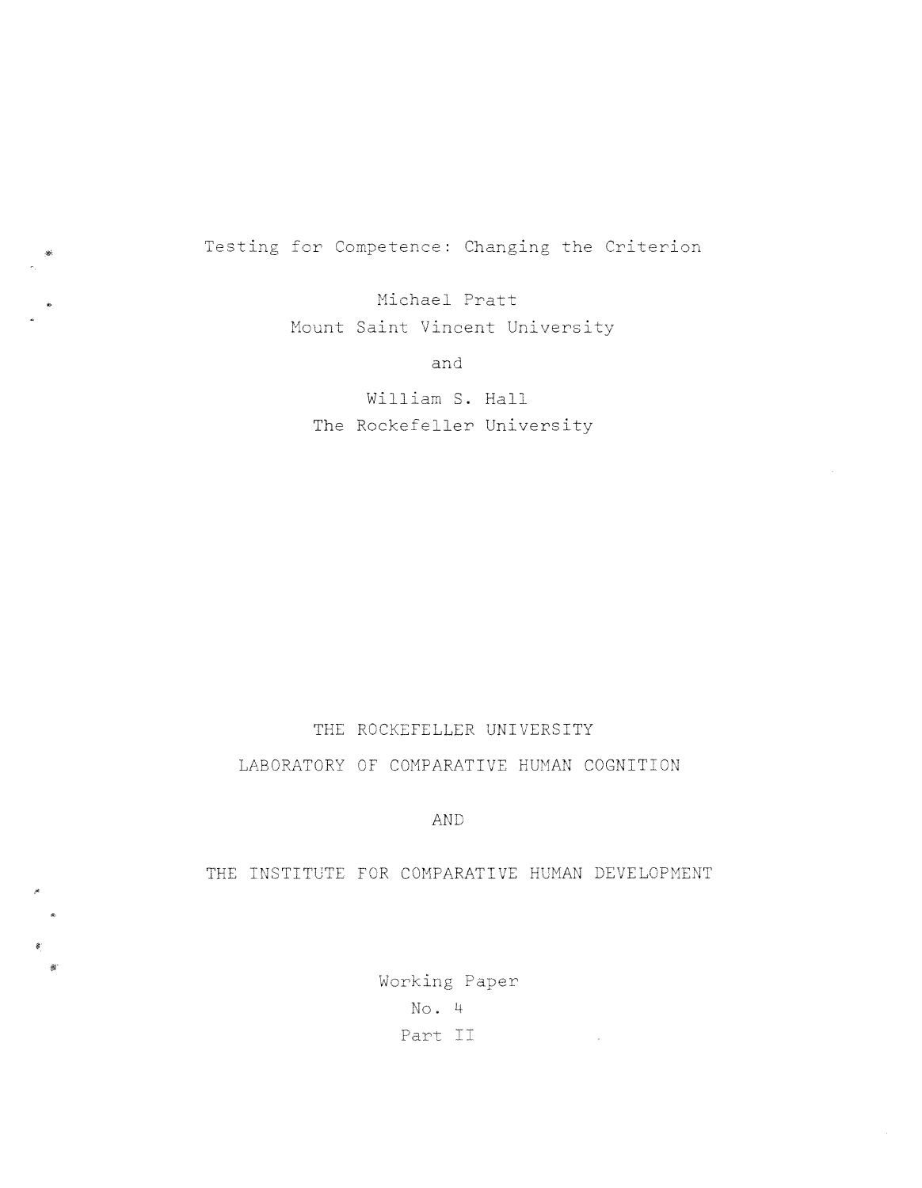# Testing for Competence: Changing the Criterion

Michael Pratt
Mount Saint Vincent University

and

William S. Hall
The Rockefeller University

THE ROCKEFELLER UNIVERSITY
LABORATORY OF COMPARATIVE HUMAN COGNITION

AND

THE INSTITUTE FOR COMPARATIVE HUMAN DEVELOPMENT

Working Paper
No. 4
Part II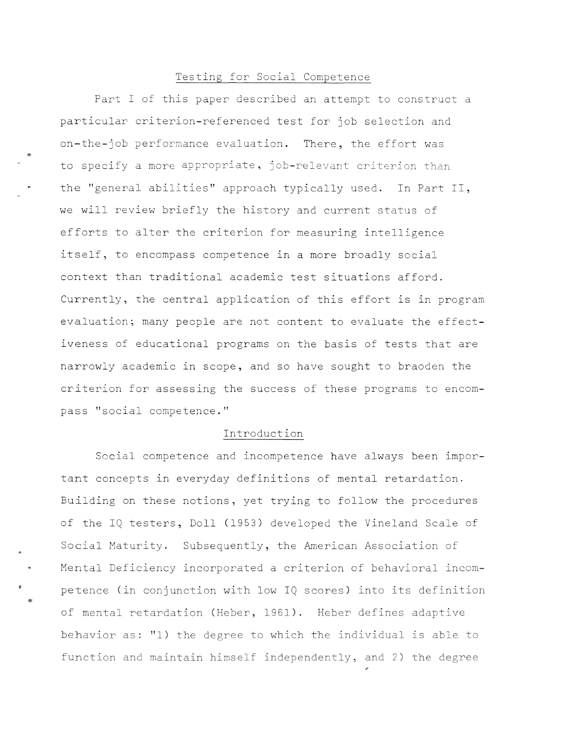## Testing for Social Competence

Part I of this paper described an attempt to construct a particular criterion-referenced test for job selection and on-the-job performance evaluation. There, the effort was to specify a more appropriate, job-relevant criterion than the "general abilities" approach typically used. In Part II, we will review briefly the history and current status of efforts to alter the criterion for measuring intelligence itself, to encompass competence in a more broadly social context than traditional academic test situations afford. Currently, the central application of this effort is in program evaluation; many people are not content to evaluate the effectiveness of educational programs on the basis of tests that are narrowly academic in scope, and so have sought to braoden the criterion for assessing the success of these programs to encompass "social competence."

### Introduction

Social competence and incompetence have always been important concepts in everyday definitions of mental retardation. Building on these notions, yet trying to follow the procedures of the IQ testers, Doll (1953) developed the Vineland Scale of Social Maturity. Subsequently, the American Association of Mental Deficiency incorporated a criterion of behavioral incompetence (in conjunction with low IQ scores) into its definition of mental retardation (Heber, 1961). Heber defines adaptive behavior as: "1) the degree to which the individual is able to function and maintain himself independently, and 2) the degree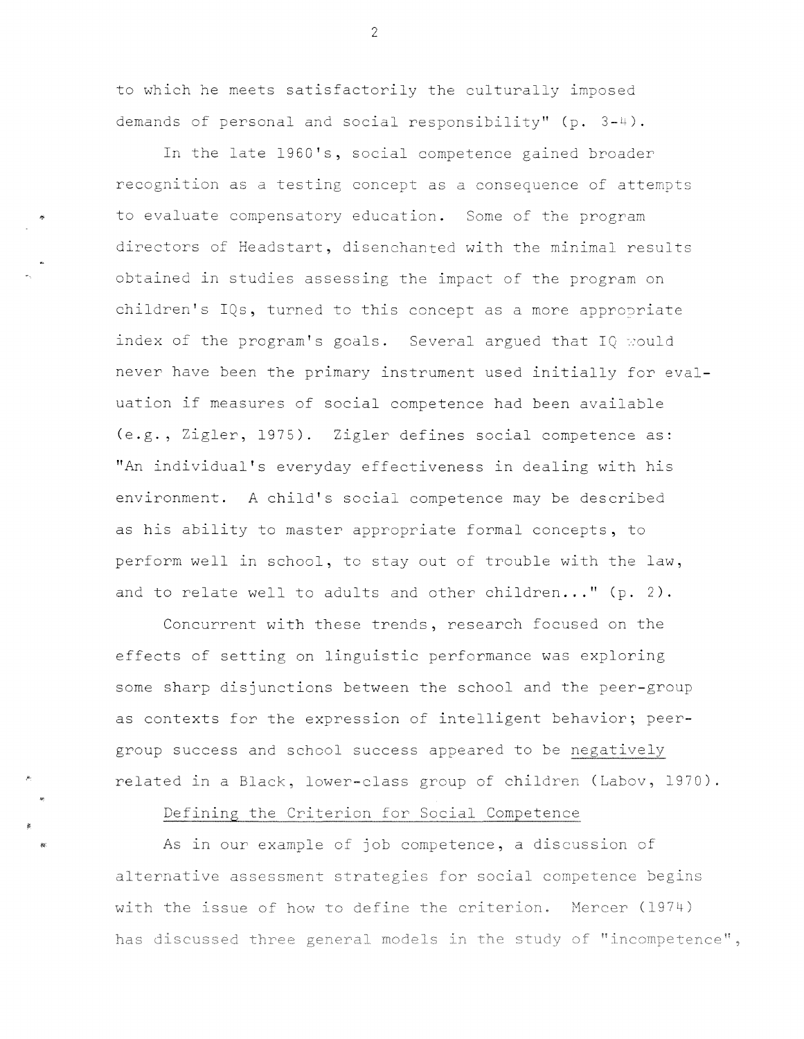to which he meets satisfactorily the culturally imposed demands of personal and social responsibility" (p. 3-4).

In the late 1960's, social competence gained broader recognition as a testing concept as a consequence of attempts to evaluate compensatory education. Some of the program directors of Headstart, disenchanted with the minimal results obtained in studies assessing the impact of the program on children's IQs, turned to this concept as a more appropriate index of the program's goals. Several argued that IQ would never have been the primary instrument used initially for evaluation if measures of social competence had been available (e.g., Zigler, 1975). Zigler defines social competence as: "An individual's everyday effectiveness in dealing with his environment. A child's social competence may be described as his ability to master appropriate formal concepts, to perform well in school, to stay out of trouble with the law, and to relate well to adults and other children..." (p. 2).

Concurrent with these trends, research focused on the effects of setting on linguistic performance was exploring some sharp disjunctions between the school and the peer-group as contexts for the expression of intelligent behavior; peer-group success and school success appeared to be negatively related in a Black, lower-class group of children (Labov, 1970).

## Defining the Criterion for Social Competence

As in our example of job competence, a discussion of alternative assessment strategies for social competence begins with the issue of how to define the criterion. Mercer (1974) has discussed three general models in the study of "incompetence",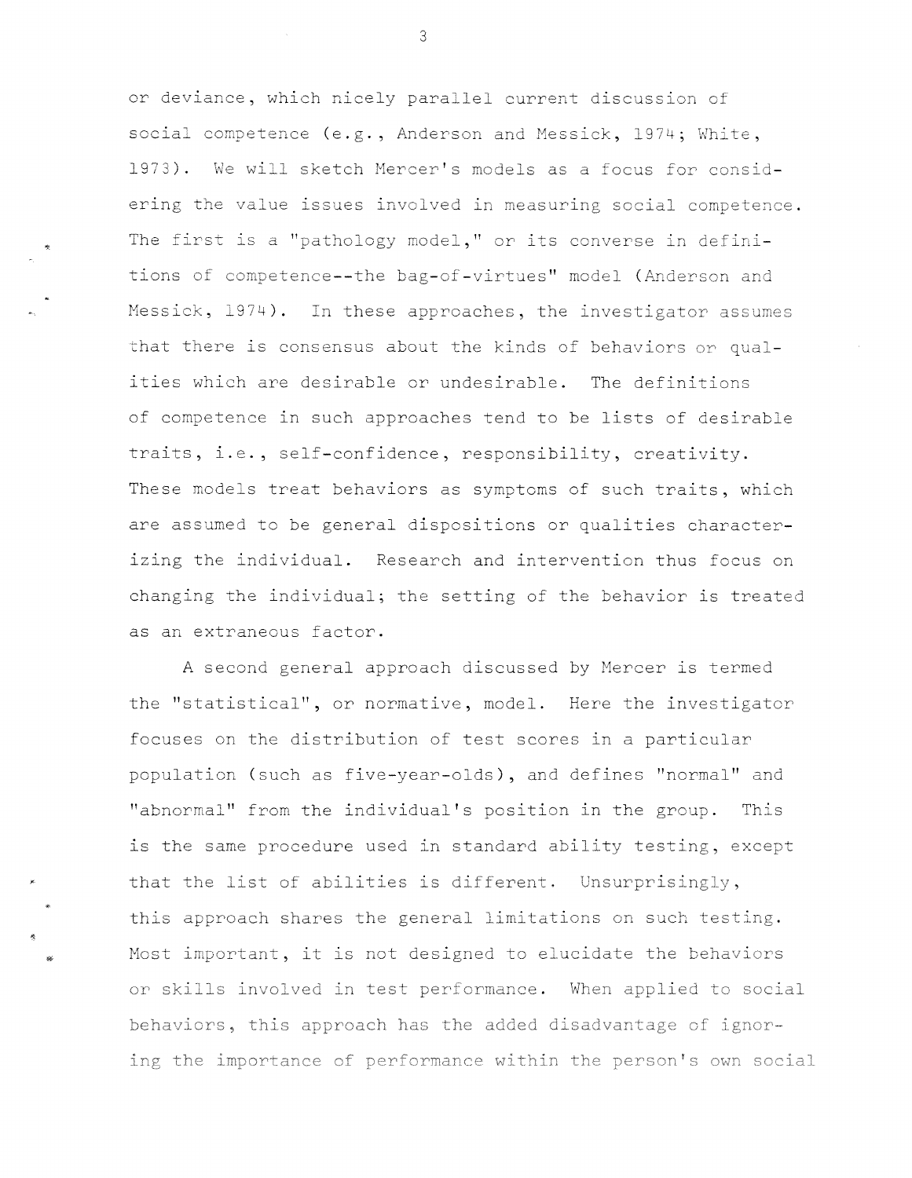or deviance, which nicely parallel current discussion of social competence (e.g., Anderson and Messick, 1974; White, 1973). We will sketch Mercer's models as a focus for considering the value issues involved in measuring social competence. The first is a "pathology model," or its converse in definitions of competence--the bag-of-virtues" model (Anderson and Messick, 1974). In these approaches, the investigator assumes that there is consensus about the kinds of behaviors or qualities which are desirable or undesirable. The definitions of competence in such approaches tend to be lists of desirable traits, i.e., self-confidence, responsibility, creativity. These models treat behaviors as symptoms of such traits, which are assumed to be general dispositions or qualities characterizing the individual. Research and intervention thus focus on changing the individual; the setting of the behavior is treated as an extraneous factor.

A second general approach discussed by Mercer is termed the "statistical", or normative, model. Here the investigator focuses on the distribution of test scores in a particular population (such as five-year-olds), and defines "normal" and "abnormal" from the individual's position in the group. This is the same procedure used in standard ability testing, except that the list of abilities is different. Unsurprisingly, this approach shares the general limitations on such testing. Most important, it is not designed to elucidate the behaviors or skills involved in test performance. When applied to social behaviors, this approach has the added disadvantage of ignoring the importance of performance within the person's own social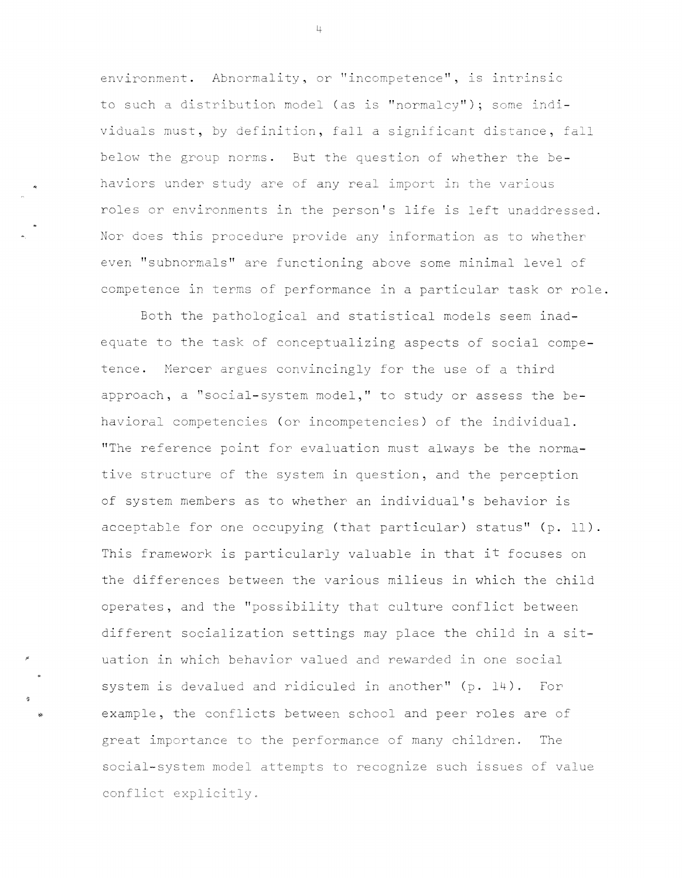environment. Abnormality, or "incompetence", is intrinsic to such a distribution model (as is "normalcy"); some individuals must, by definition, fall a significant distance, fall below the group norms. But the question of whether the behaviors under study are of any real import in the various roles or environments in the person's life is left unaddressed. Nor does this procedure provide any information as to whether even "subnormals" are functioning above some minimal level of competence in terms of performance in a particular task or role.

Both the pathological and statistical models seem inadequate to the task of conceptualizing aspects of social competence. Mercer argues convincingly for the use of a third approach, a "social-system model," to study or assess the behavioral competencies (or incompetencies) of the individual. "The reference point for evaluation must always be the normative structure of the system in question, and the perception of system members as to whether an individual's behavior is acceptable for one occupying (that particular) status" (p. 11). This framework is particularly valuable in that it focuses on the differences between the various milieus in which the child operates, and the "possibility that culture conflict between different socialization settings may place the child in a situation in which behavior valued and rewarded in one social system is devalued and ridiculed in another" (p. 14). For example, the conflicts between school and peer roles are of great importance to the performance of many children. The social-system model attempts to recognize such issues of value conflict explicitly.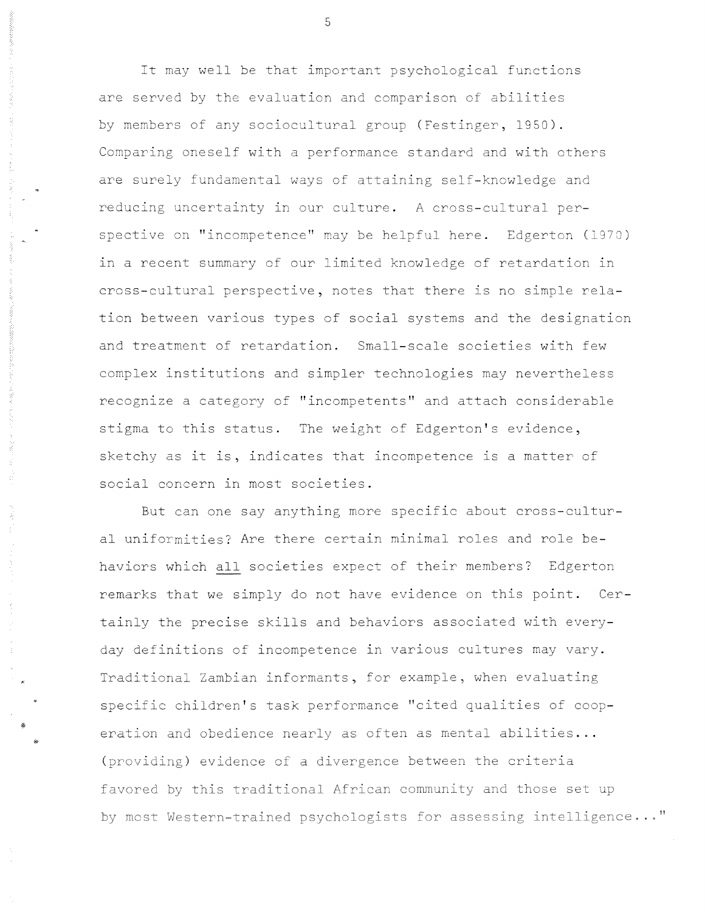It may well be that important psychological functions are served by the evaluation and comparison of abilities by members of any sociocultural group (Festinger, 1950). Comparing oneself with a performance standard and with others are surely fundamental ways of attaining self-knowledge and reducing uncertainty in our culture. A cross-cultural perspective on "incompetence" may be helpful here. Edgerton (1970) in a recent summary of our limited knowledge of retardation in cross-cultural perspective, notes that there is no simple relation between various types of social systems and the designation and treatment of retardation. Small-scale societies with few complex institutions and simpler technologies may nevertheless recognize a category of "incompetents" and attach considerable stigma to this status. The weight of Edgerton's evidence, sketchy as it is, indicates that incompetence is a matter of social concern in most societies.

But can one say anything more specific about cross-cultural uniformities? Are there certain minimal roles and role behaviors which <u>all</u> societies expect of their members? Edgerton remarks that we simply do not have evidence on this point. Certainly the precise skills and behaviors associated with everyday definitions of incompetence in various cultures may vary. Traditional Zambian informants, for example, when evaluating specific children's task performance "cited qualities of cooperation and obedience nearly as often as mental abilities... (providing) evidence of a divergence between the criteria favored by this traditional African community and those set up by most Western-trained psychologists for assessing intelligence..."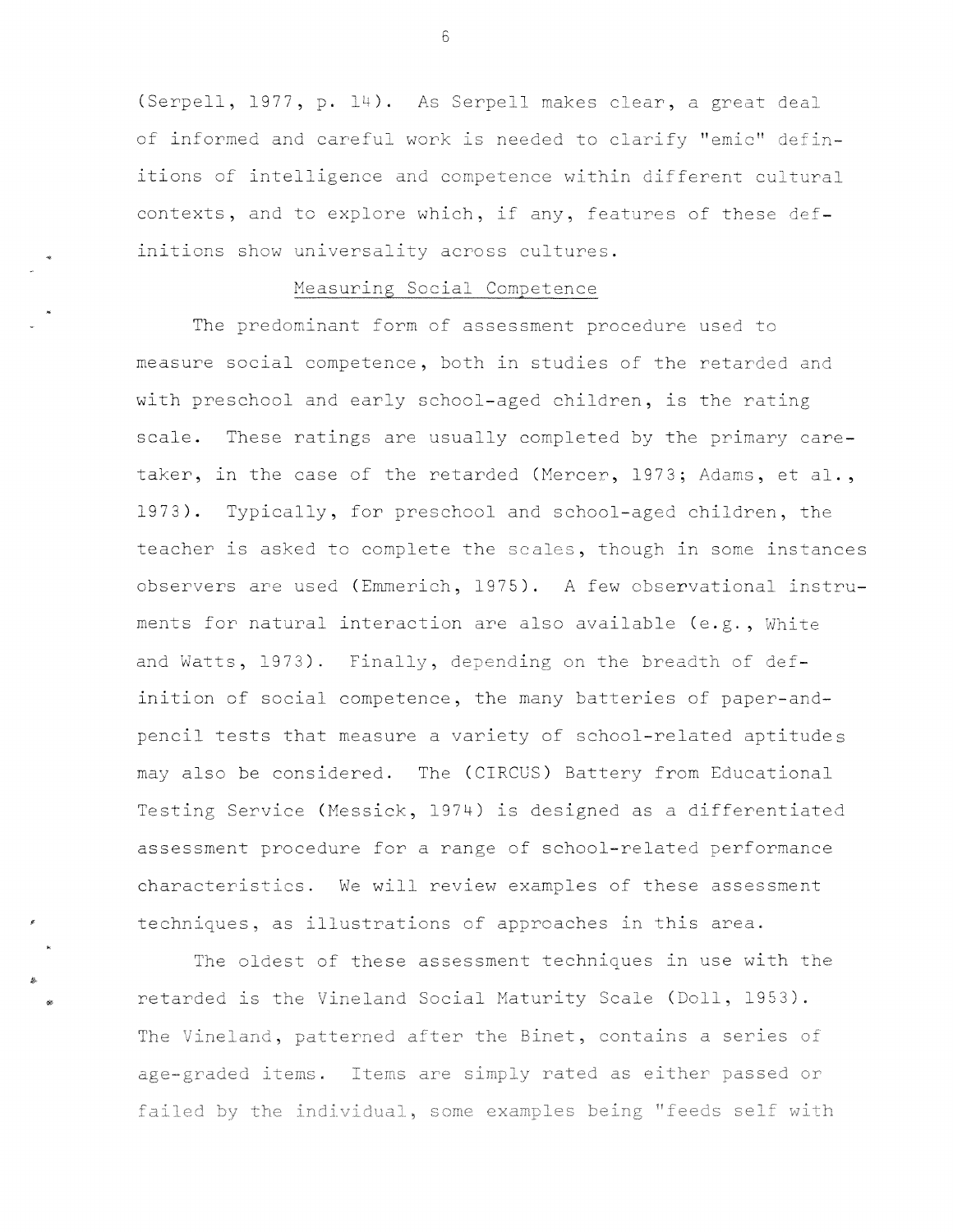(Serpell, 1977, p. 14). As Serpell makes clear, a great deal of informed and careful work is needed to clarify "emic" definitions of intelligence and competence within different cultural contexts, and to explore which, if any, features of these definitions show universality across cultures.

## Measuring Social Competence

The predominant form of assessment procedure used to measure social competence, both in studies of the retarded and with preschool and early school-aged children, is the rating scale. These ratings are usually completed by the primary caretaker, in the case of the retarded (Mercer, 1973; Adams, et al., 1973). Typically, for preschool and school-aged children, the teacher is asked to complete the scales, though in some instances observers are used (Emmerich, 1975). A few observational instruments for natural interaction are also available (e.g., White and Watts, 1973). Finally, depending on the breadth of definition of social competence, the many batteries of paper-and-pencil tests that measure a variety of school-related aptitudes may also be considered. The (CIRCUS) Battery from Educational Testing Service (Messick, 1974) is designed as a differentiated assessment procedure for a range of school-related performance characteristics. We will review examples of these assessment techniques, as illustrations of approaches in this area.

The oldest of these assessment techniques in use with the retarded is the Vineland Social Maturity Scale (Doll, 1953). The Vineland, patterned after the Binet, contains a series of age-graded items. Items are simply rated as either passed or failed by the individual, some examples being "feeds self with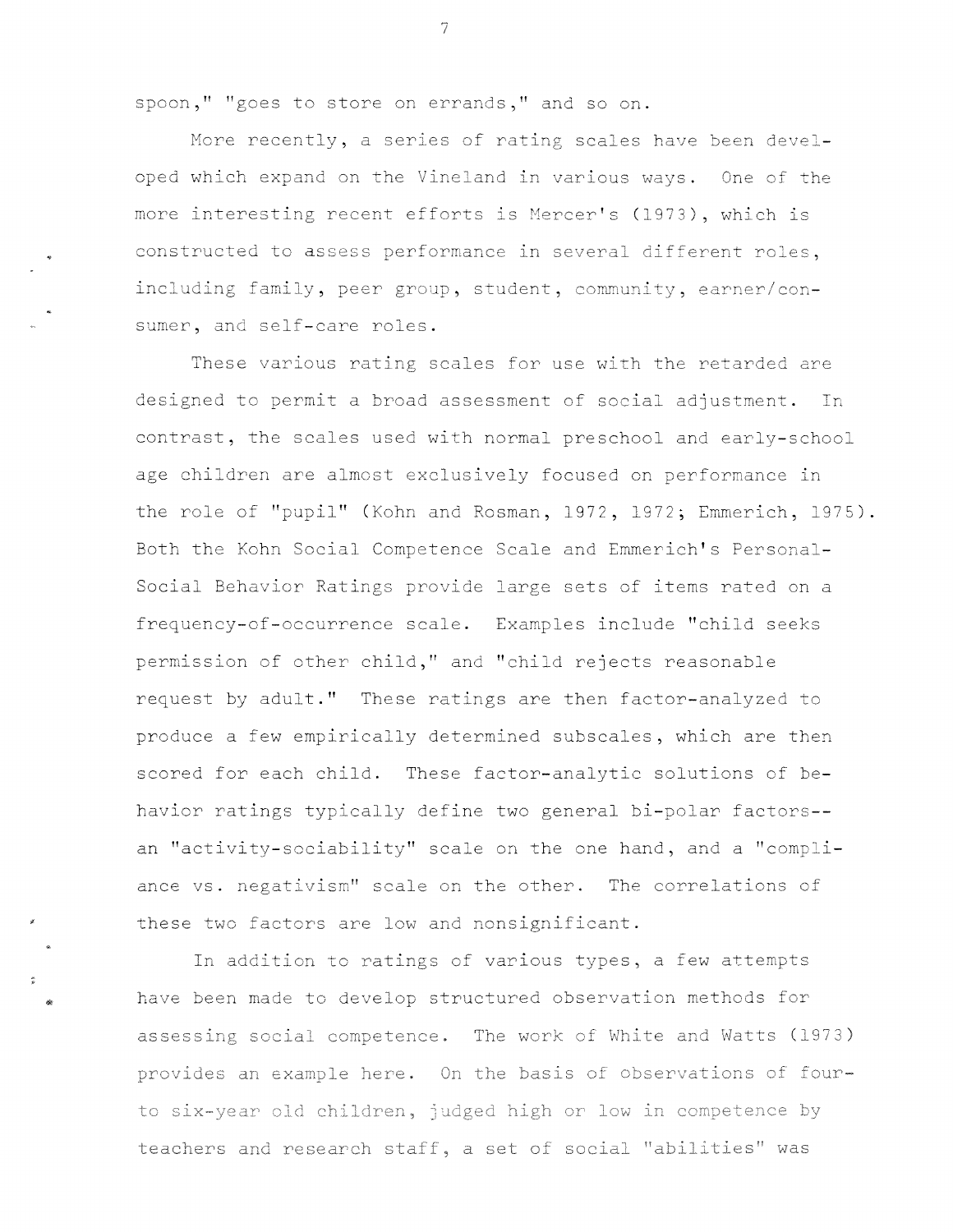spoon," "goes to store on errands," and so on.

More recently, a series of rating scales have been developed which expand on the Vineland in various ways. One of the more interesting recent efforts is Mercer's (1973), which is constructed to assess performance in several different roles, including family, peer group, student, community, earner/consumer, and self-care roles.

These various rating scales for use with the retarded are designed to permit a broad assessment of social adjustment. In contrast, the scales used with normal preschool and early-school age children are almost exclusively focused on performance in the role of "pupil" (Kohn and Rosman, 1972, 1972; Emmerich, 1975). Both the Kohn Social Competence Scale and Emmerich's Personal-Social Behavior Ratings provide large sets of items rated on a frequency-of-occurrence scale. Examples include "child seeks permission of other child," and "child rejects reasonable request by adult." These ratings are then factor-analyzed to produce a few empirically determined subscales, which are then scored for each child. These factor-analytic solutions of behavior ratings typically define two general bi-polar factors-- an "activity-sociability" scale on the one hand, and a "compliance vs. negativism" scale on the other. The correlations of these two factors are low and nonsignificant.

In addition to ratings of various types, a few attempts have been made to develop structured observation methods for assessing social competence. The work of White and Watts (1973) provides an example here. On the basis of observations of four- to six-year old children, judged high or low in competence by teachers and research staff, a set of social "abilities" was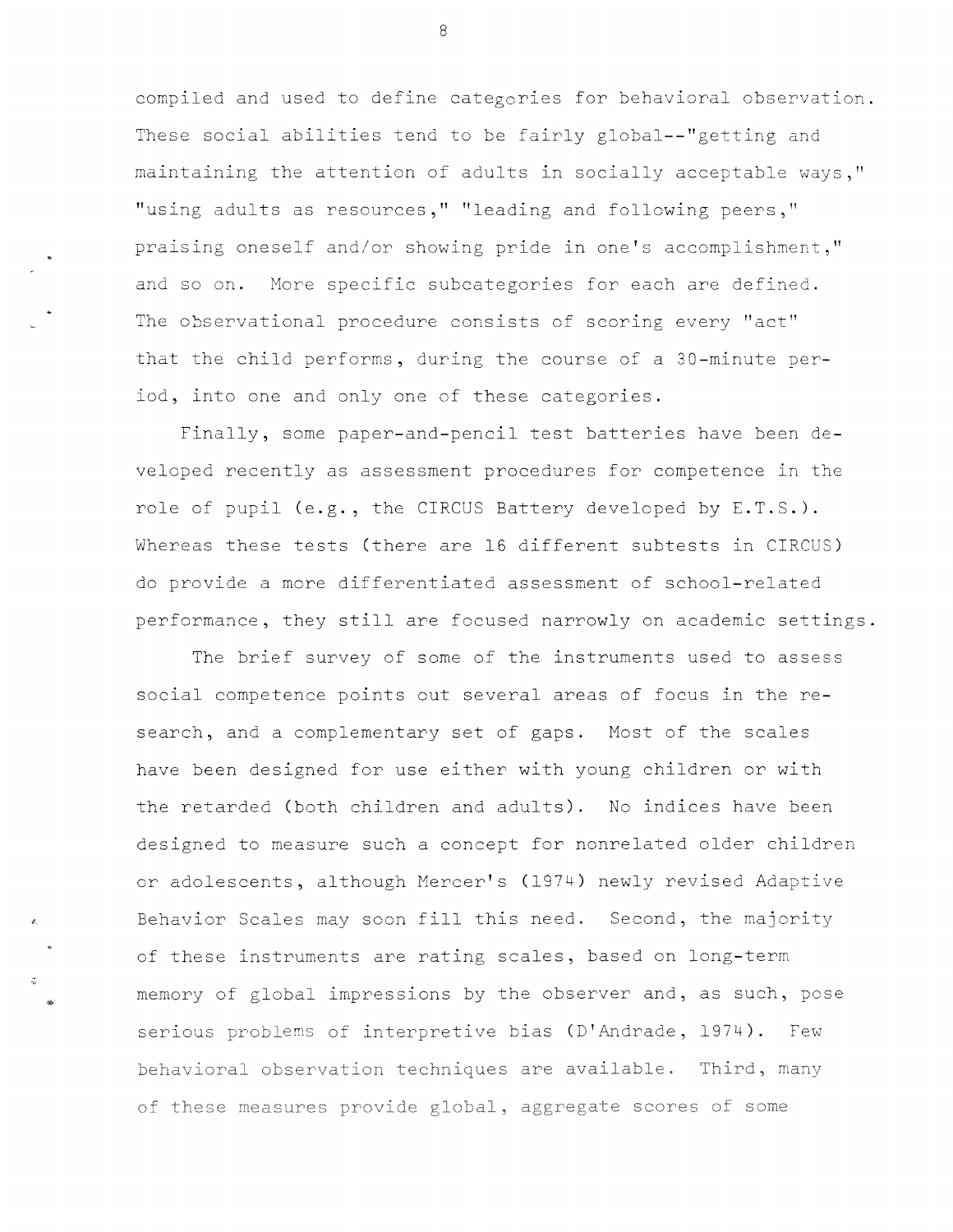compiled and used to define categories for behavioral observation. These social abilities tend to be fairly global--"getting and maintaining the attention of adults in socially acceptable ways," "using adults as resources," "leading and following peers," praising oneself and/or showing pride in one's accomplishment," and so on. More specific subcategories for each are defined. The observational procedure consists of scoring every "act" that the child performs, during the course of a 30-minute period, into one and only one of these categories.

Finally, some paper-and-pencil test batteries have been developed recently as assessment procedures for competence in the role of pupil (e.g., the CIRCUS Battery developed by E.T.S.). Whereas these tests (there are 16 different subtests in CIRCUS) do provide a more differentiated assessment of school-related performance, they still are focused narrowly on academic settings.

The brief survey of some of the instruments used to assess social competence points out several areas of focus in the research, and a complementary set of gaps. Most of the scales have been designed for use either with young children or with the retarded (both children and adults). No indices have been designed to measure such a concept for nonrelated older children or adolescents, although Mercer's (1974) newly revised Adaptive Behavior Scales may soon fill this need. Second, the majority of these instruments are rating scales, based on long-term memory of global impressions by the observer and, as such, pose serious problems of interpretive bias (D'Andrade, 1974). Few behavioral observation techniques are available. Third, many of these measures provide global, aggregate scores of some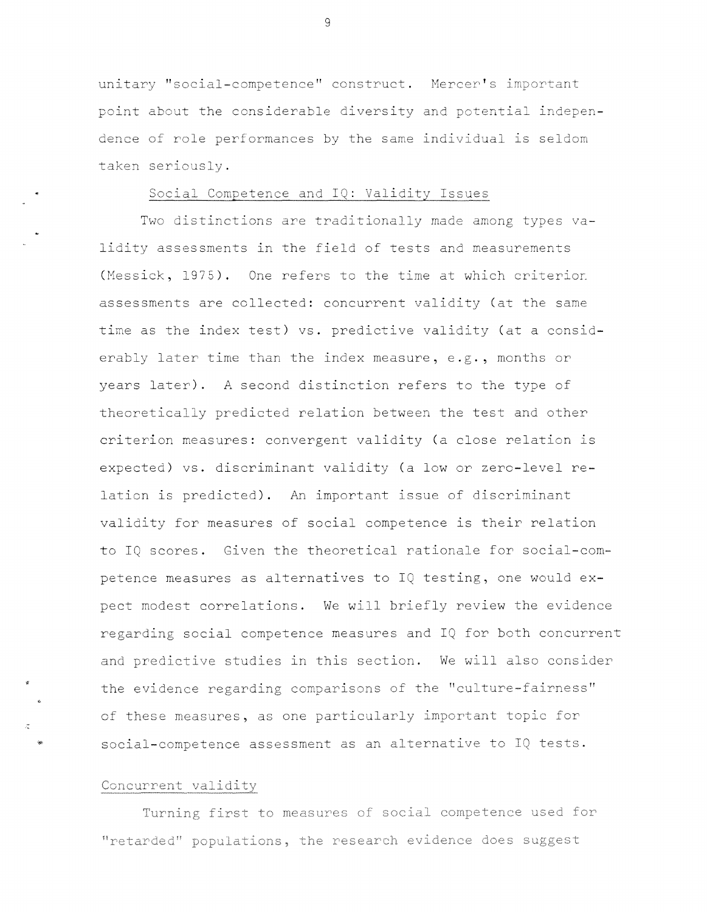unitary "social-competence" construct. Mercer's important point about the considerable diversity and potential independence of role performances by the same individual is seldom taken seriously.

## Social Competence and IQ: Validity Issues

Two distinctions are traditionally made among types validity assessments in the field of tests and measurements (Messick, 1975). One refers to the time at which criterion assessments are collected: concurrent validity (at the same time as the index test) vs. predictive validity (at a considerably later time than the index measure, e.g., months or years later). A second distinction refers to the type of theoretically predicted relation between the test and other criterion measures: convergent validity (a close relation is expected) vs. discriminant validity (a low or zero-level relation is predicted). An important issue of discriminant validity for measures of social competence is their relation to IQ scores. Given the theoretical rationale for social-competence measures as alternatives to IQ testing, one would expect modest correlations. We will briefly review the evidence regarding social competence measures and IQ for both concurrent and predictive studies in this section. We will also consider the evidence regarding comparisons of the "culture-fairness" of these measures, as one particularly important topic for social-competence assessment as an alternative to IQ tests.

### Concurrent validity

Turning first to measures of social competence used for "retarded" populations, the research evidence does suggest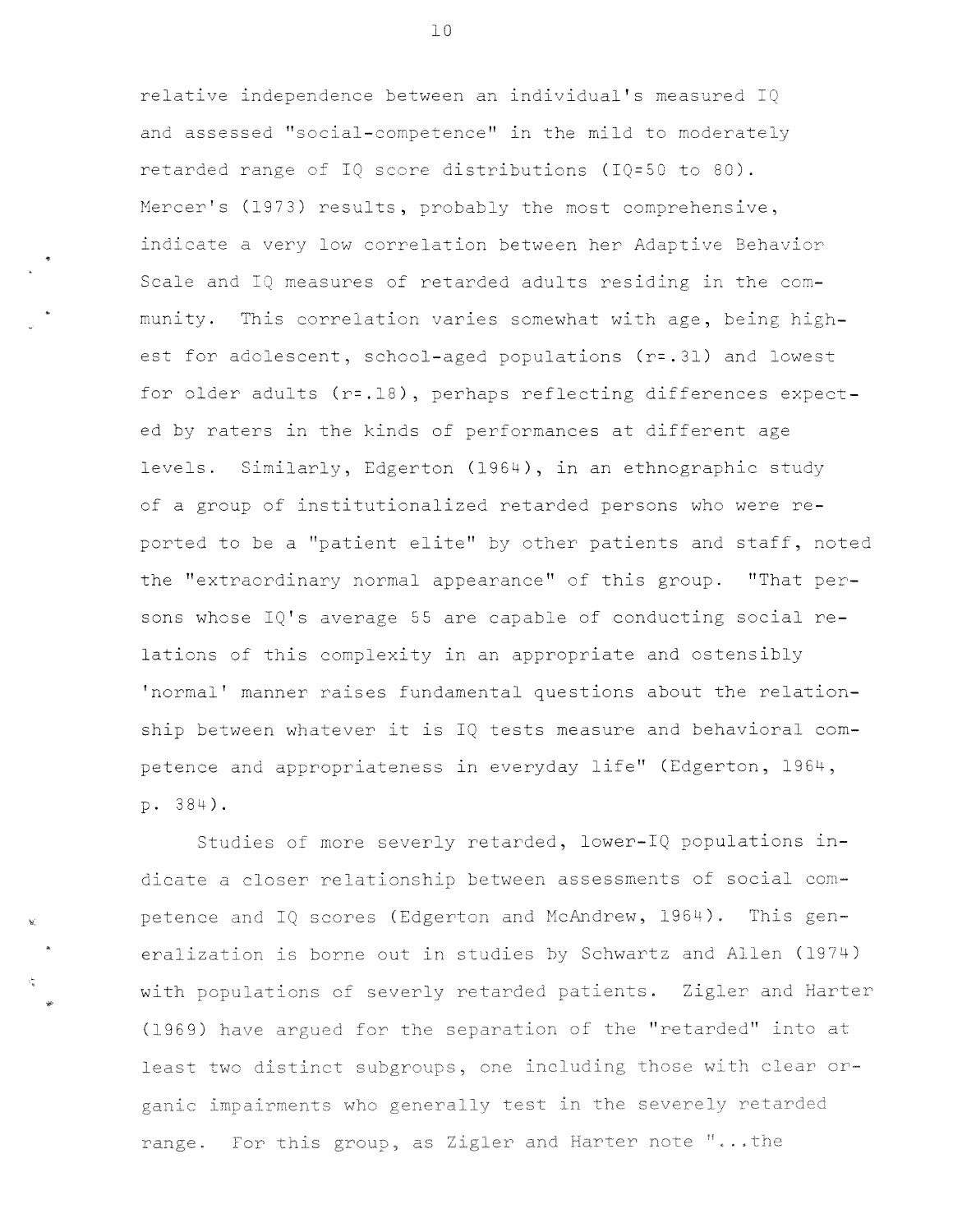relative independence between an individual's measured IQ and assessed "social-competence" in the mild to moderately retarded range of IQ score distributions (IQ=50 to 80). Mercer's (1973) results, probably the most comprehensive, indicate a very low correlation between her Adaptive Behavior Scale and IQ measures of retarded adults residing in the community. This correlation varies somewhat with age, being highest for adolescent, school-aged populations ($r=.31$) and lowest for older adults ($r=.18$), perhaps reflecting differences expected by raters in the kinds of performances at different age levels. Similarly, Edgerton (1964), in an ethnographic study of a group of institutionalized retarded persons who were reported to be a "patient elite" by other patients and staff, noted the "extraordinary normal appearance" of this group. "That persons whose IQ's average 55 are capable of conducting social relations of this complexity in an appropriate and ostensibly 'normal' manner raises fundamental questions about the relationship between whatever it is IQ tests measure and behavioral competence and appropriateness in everyday life" (Edgerton, 1964, p. 384).

Studies of more severely retarded, lower-IQ populations indicate a closer relationship between assessments of social competence and IQ scores (Edgerton and McAndrew, 1964). This generalization is borne out in studies by Schwartz and Allen (1974) with populations of severely retarded patients. Zigler and Harter (1969) have argued for the separation of the "retarded" into at least two distinct subgroups, one including those with clear organic impairments who generally test in the severely retarded range. For this group, as Zigler and Harter note "...the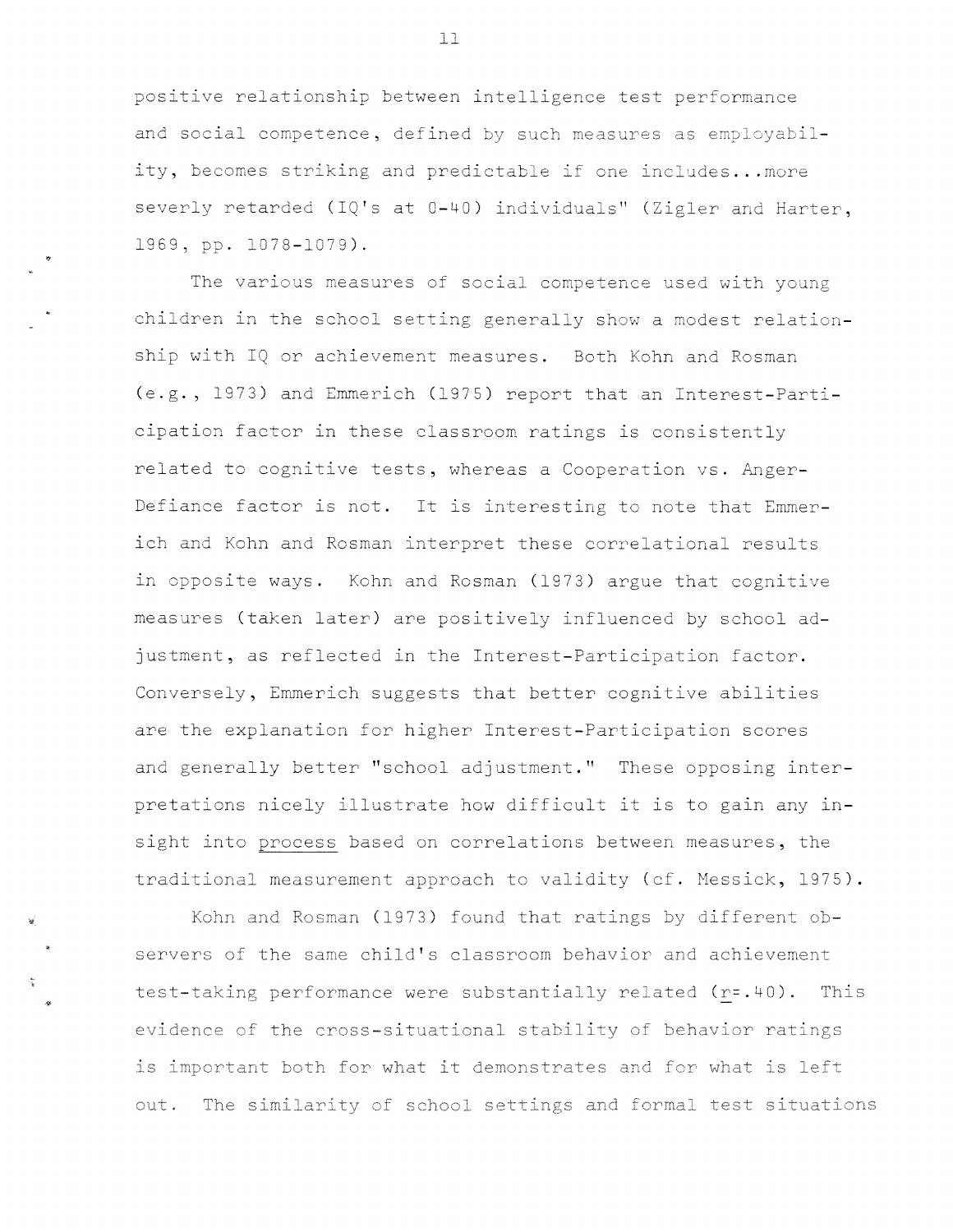positive relationship between intelligence test performance and social competence, defined by such measures as employability, becomes striking and predictable if one includes...more severly retarded (IQ's at 0-40) individuals" (Zigler and Harter, 1969, pp. 1078-1079).

The various measures of social competence used with young children in the school setting generally show a modest relationship with IQ or achievement measures. Both Kohn and Rosman (e.g., 1973) and Emmerich (1975) report that an Interest-Participation factor in these classroom ratings is consistently related to cognitive tests, whereas a Cooperation vs. Anger-Defiance factor is not. It is interesting to note that Emmerich and Kohn and Rosman interpret these correlational results in opposite ways. Kohn and Rosman (1973) argue that cognitive measures (taken later) are positively influenced by school adjustment, as reflected in the Interest-Participation factor. Conversely, Emmerich suggests that better cognitive abilities are the explanation for higher Interest-Participation scores and generally better "school adjustment." These opposing interpretations nicely illustrate how difficult it is to gain any insight into <u>process</u> based on correlations between measures, the traditional measurement approach to validity (cf. Messick, 1975).

Kohn and Rosman (1973) found that ratings by different observers of the same child's classroom behavior and achievement test-taking performance were substantially related ($r = .40$). This evidence of the cross-situational stability of behavior ratings is important both for what it demonstrates and for what is left out. The similarity of school settings and formal test situations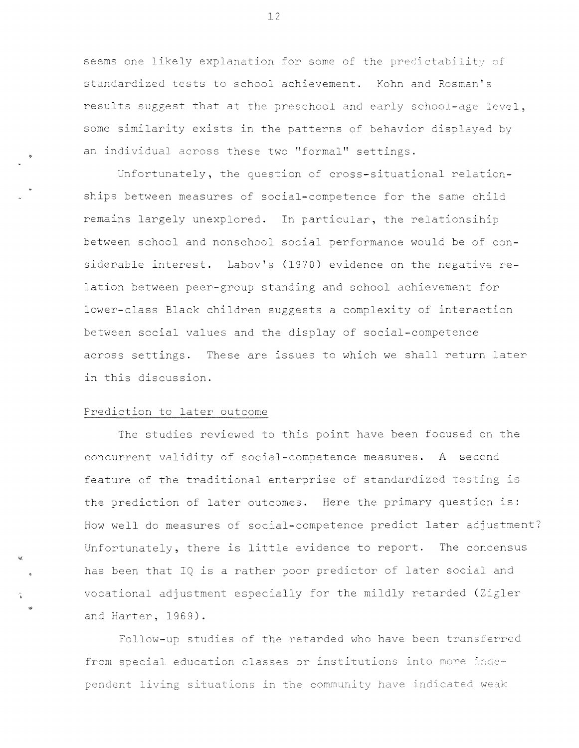seems one likely explanation for some of the predictability of standardized tests to school achievement. Kohn and Rosman's results suggest that at the preschool and early school-age level, some similarity exists in the patterns of behavior displayed by an individual across these two "formal" settings.

Unfortunately, the question of cross-situational relationships between measures of social-competence for the same child remains largely unexplored. In particular, the relationsihip between school and nonschool social performance would be of considerable interest. Labov's (1970) evidence on the negative relation between peer-group standing and school achievement for lower-class Black children suggests a complexity of interaction between social values and the display of social-competence across settings. These are issues to which we shall return later in this discussion.

<u>Prediction to later outcome</u>

The studies reviewed to this point have been focused on the concurrent validity of social-competence measures. A second feature of the traditional enterprise of standardized testing is the prediction of later outcomes. Here the primary question is: How well do measures of social-competence predict later adjustment? Unfortunately, there is little evidence to report. The concensus has been that IQ is a rather poor predictor of later social and vocational adjustment especially for the mildly retarded (Zigler and Harter, 1969).

Follow-up studies of the retarded who have been transferred from special education classes or institutions into more independent living situations in the community have indicated weak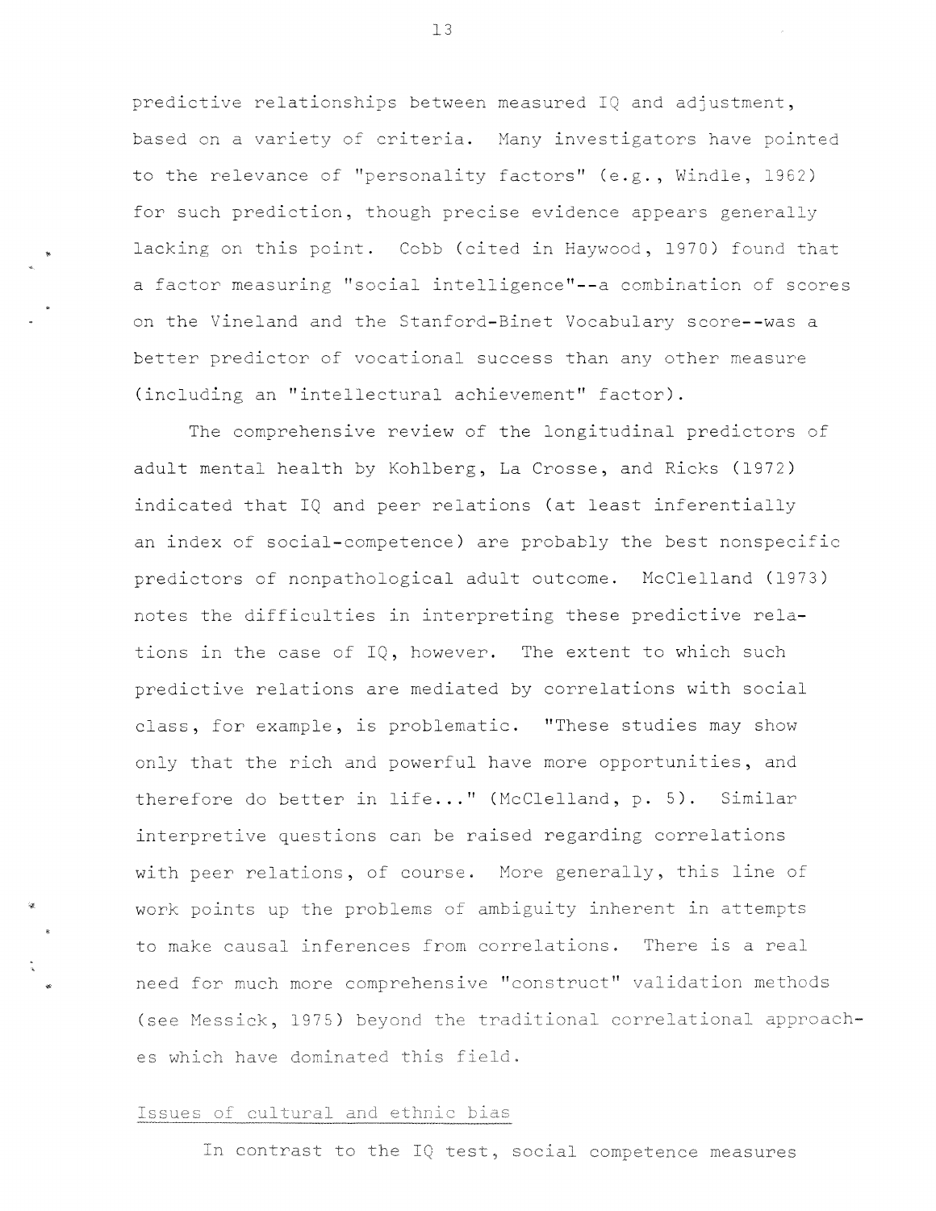predictive relationships between measured IQ and adjustment, based on a variety of criteria. Many investigators have pointed to the relevance of "personality factors" (e.g., Windle, 1962) for such prediction, though precise evidence appears generally lacking on this point. Cobb (cited in Haywood, 1970) found that a factor measuring "social intelligence"--a combination of scores on the Vineland and the Stanford-Binet Vocabulary score--was a better predictor of vocational success than any other measure (including an "intellectural achievement" factor).

The comprehensive review of the longitudinal predictors of adult mental health by Kohlberg, La Crosse, and Ricks (1972) indicated that IQ and peer relations (at least inferentially an index of social-competence) are probably the best nonspecific predictors of nonpathological adult outcome. McClelland (1973) notes the difficulties in interpreting these predictive relations in the case of IQ, however. The extent to which such predictive relations are mediated by correlations with social class, for example, is problematic. "These studies may show only that the rich and powerful have more opportunities, and therefore do better in life..." (McClelland, p. 5). Similar interpretive questions can be raised regarding correlations with peer relations, of course. More generally, this line of work points up the problems of ambiguity inherent in attempts to make causal inferences from correlations. There is a real need for much more comprehensive "construct" validation methods (see Messick, 1975) beyond the traditional correlational approaches which have dominated this field.

## Issues of cultural and ethnic bias

In contrast to the IQ test, social competence measures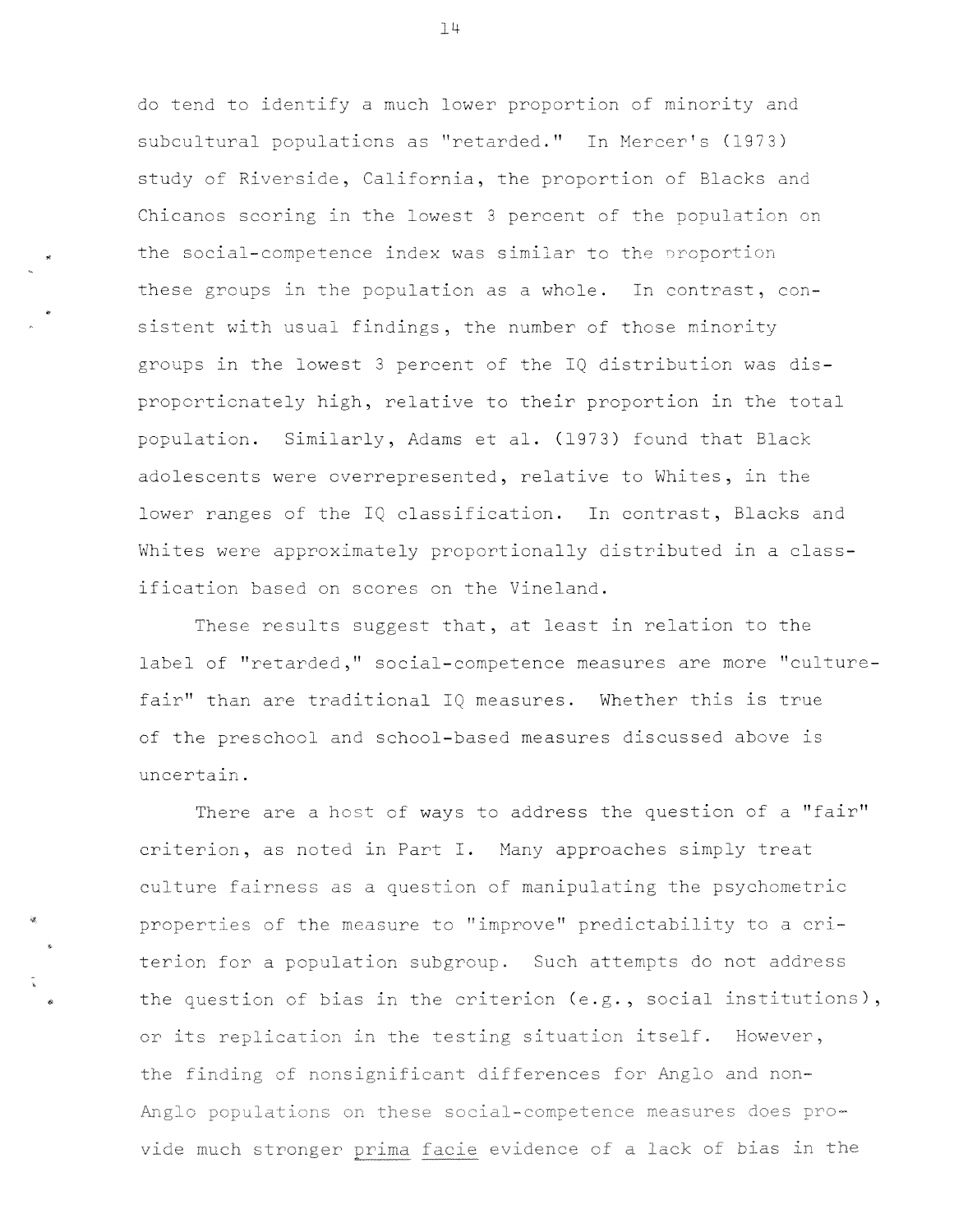do tend to identify a much lower proportion of minority and subcultural populations as "retarded." In Mercer's (1973) study of Riverside, California, the proportion of Blacks and Chicanos scoring in the lowest 3 percent of the population on the social-competence index was similar to the proportion these groups in the population as a whole. In contrast, consistent with usual findings, the number of those minority groups in the lowest 3 percent of the IQ distribution was disproportionately high, relative to their proportion in the total population. Similarly, Adams et al. (1973) found that Black adolescents were overrepresented, relative to Whites, in the lower ranges of the IQ classification. In contrast, Blacks and Whites were approximately proportionally distributed in a classification based on scores on the Vineland.

These results suggest that, at least in relation to the label of "retarded," social-competence measures are more "culture-fair" than are traditional IQ measures. Whether this is true of the preschool and school-based measures discussed above is uncertain.

There are a host of ways to address the question of a "fair" criterion, as noted in Part I. Many approaches simply treat culture fairness as a question of manipulating the psychometric properties of the measure to "improve" predictability to a criterion for a population subgroup. Such attempts do not address the question of bias in the criterion (e.g., social institutions), or its replication in the testing situation itself. However, the finding of nonsignificant differences for Anglo and non-Anglo populations on these social-competence measures does provide much stronger <u>prima facie</u> evidence of a lack of bias in the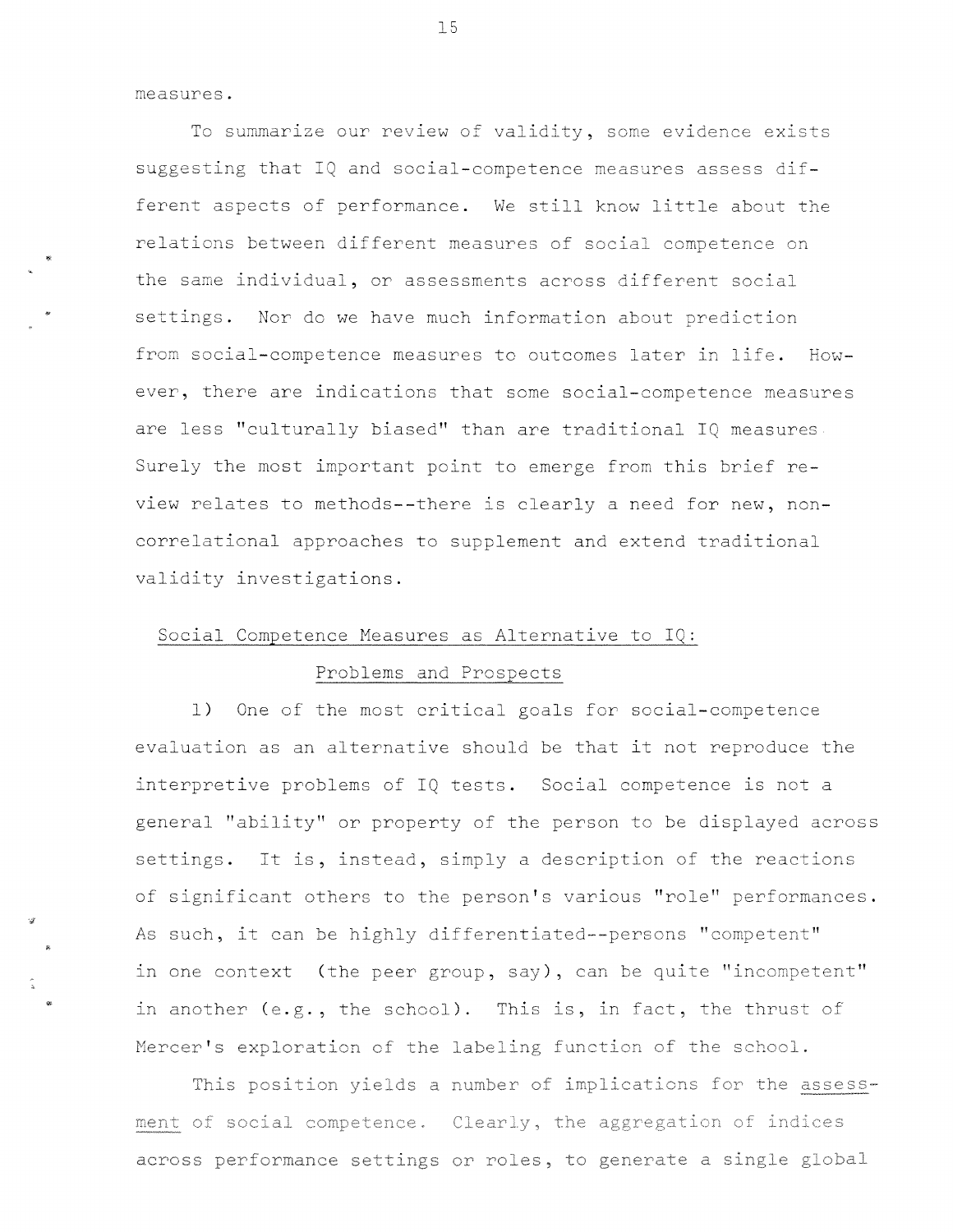measures.

To summarize our review of validity, some evidence exists suggesting that IQ and social-competence measures assess different aspects of performance. We still know little about the relations between different measures of social competence on the same individual, or assessments across different social settings. Nor do we have much information about prediction from social-competence measures to outcomes later in life. However, there are indications that some social-competence measures are less "culturally biased" than are traditional IQ measures. Surely the most important point to emerge from this brief review relates to methods--there is clearly a need for new, non-correlational approaches to supplement and extend traditional validity investigations.

## Social Competence Measures as Alternative to IQ: Problems and Prospects

1) One of the most critical goals for social-competence evaluation as an alternative should be that it not reproduce the interpretive problems of IQ tests. Social competence is not a general "ability" or property of the person to be displayed across settings. It is, instead, simply a description of the reactions of significant others to the person's various "role" performances. As such, it can be highly differentiated--persons "competent" in one context (the peer group, say), can be quite "incompetent" in another (e.g., the school). This is, in fact, the thrust of Mercer's exploration of the labeling function of the school.

This position yields a number of implications for the *assessment* of social competence. Clearly, the aggregation of indices across performance settings or roles, to generate a single global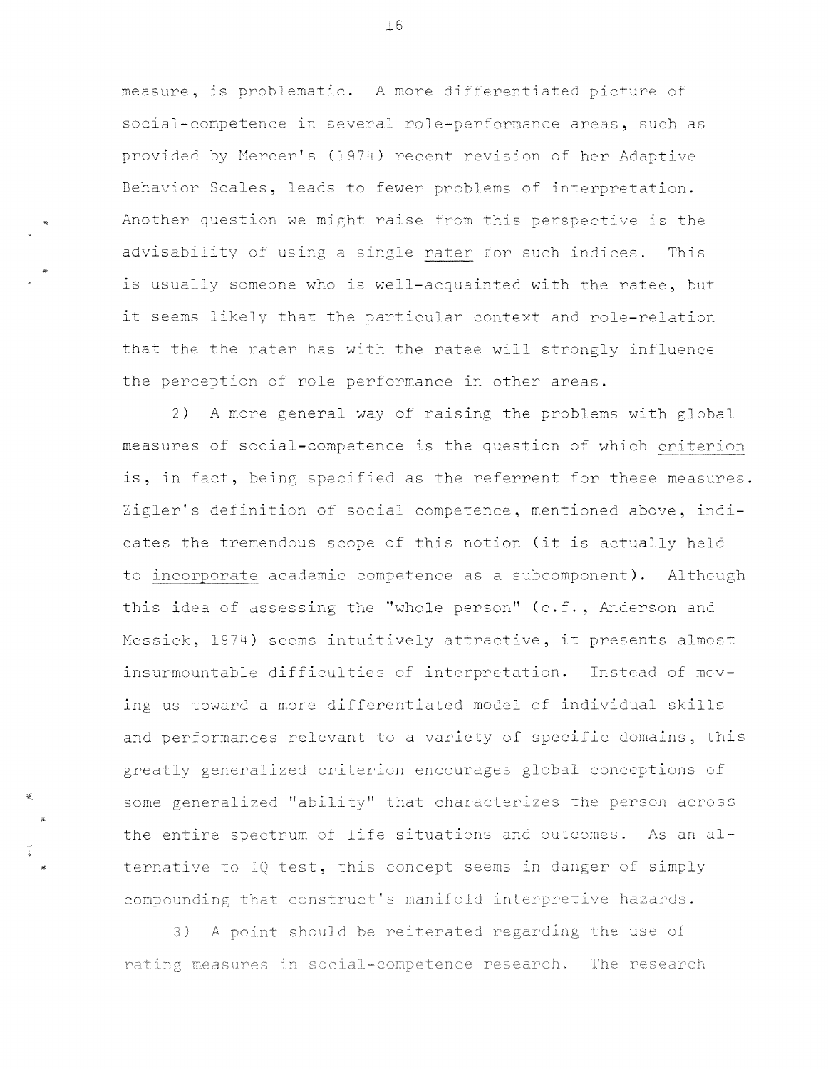measure, is problematic. A more differentiated picture of social-competence in several role-performance areas, such as provided by Mercer's (1974) recent revision of her Adaptive Behavior Scales, leads to fewer problems of interpretation. Another question we might raise from this perspective is the advisability of using a single <u>rater</u> for such indices. This is usually someone who is well-acquainted with the ratee, but it seems likely that the particular context and role-relation that the the rater has with the ratee will strongly influence the perception of role performance in other areas.

2) A more general way of raising the problems with global measures of social-competence is the question of which <u>criterion</u> is, in fact, being specified as the referrent for these measures. Zigler's definition of social competence, mentioned above, indicates the tremendous scope of this notion (it is actually held to <u>incorporate</u> academic competence as a subcomponent). Although this idea of assessing the "whole person" (c.f., Anderson and Messick, 1974) seems intuitively attractive, it presents almost insurmountable difficulties of interpretation. Instead of moving us toward a more differentiated model of individual skills and performances relevant to a variety of specific domains, this greatly generalized criterion encourages global conceptions of some generalized "ability" that characterizes the person across the entire spectrum of life situations and outcomes. As an alternative to IQ test, this concept seems in danger of simply compounding that construct's manifold interpretive hazards.

3) A point should be reiterated regarding the use of rating measures in social-competence research. The research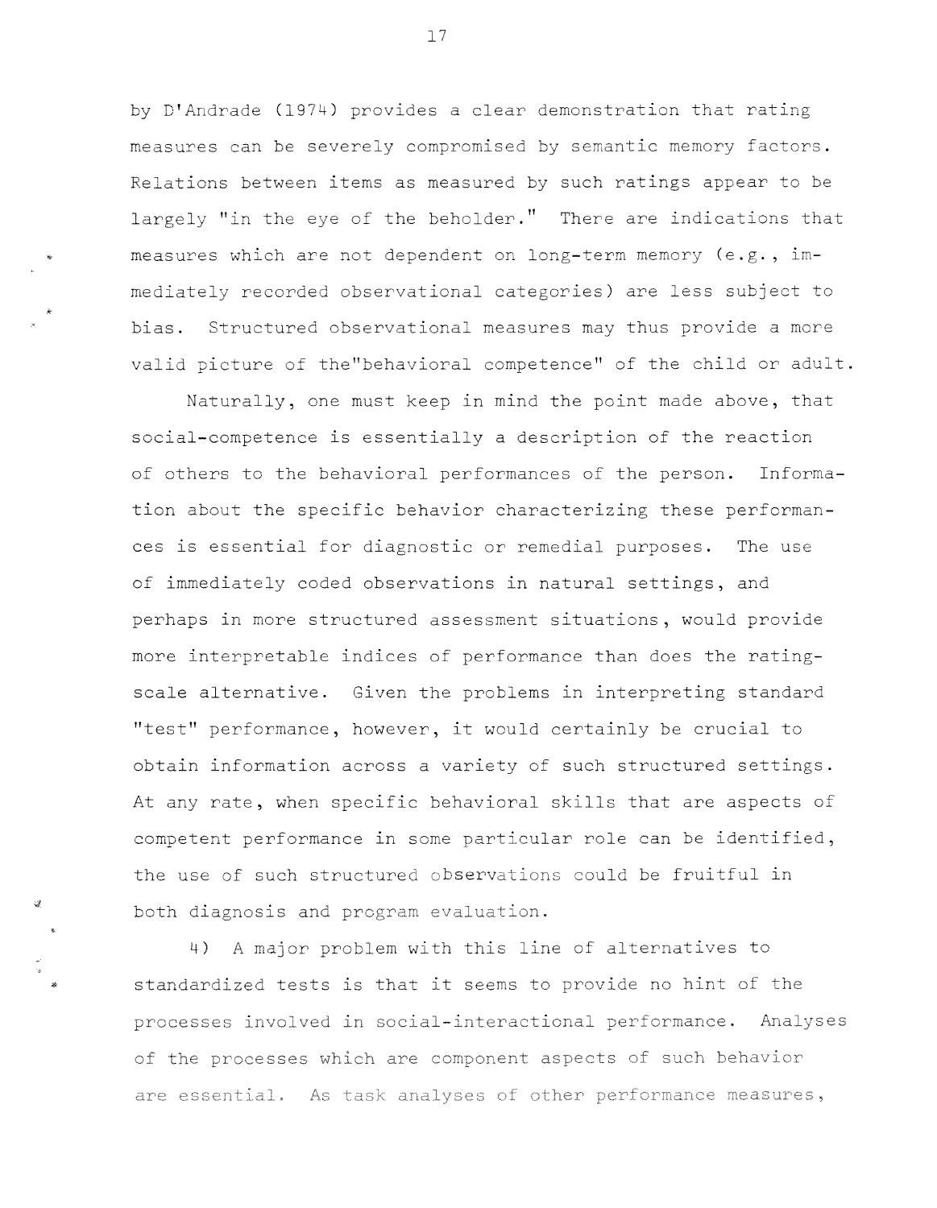by D'Andrade (1974) provides a clear demonstration that rating measures can be severely compromised by semantic memory factors. Relations between items as measured by such ratings appear to be largely "in the eye of the beholder." There are indications that measures which are not dependent on long-term memory (e.g., immediately recorded observational categories) are less subject to bias. Structured observational measures may thus provide a more valid picture of the "behavioral competence" of the child or adult.

Naturally, one must keep in mind the point made above, that social-competence is essentially a description of the reaction of others to the behavioral performances of the person. Information about the specific behavior characterizing these performances is essential for diagnostic or remedial purposes. The use of immediately coded observations in natural settings, and perhaps in more structured assessment situations, would provide more interpretable indices of performance than does the rating-scale alternative. Given the problems in interpreting standard "test" performance, however, it would certainly be crucial to obtain information across a variety of such structured settings. At any rate, when specific behavioral skills that are aspects of competent performance in some particular role can be identified, the use of such structured observations could be fruitful in both diagnosis and program evaluation.

4) A major problem with this line of alternatives to standardized tests is that it seems to provide no hint of the processes involved in social-interactional performance. Analyses of the processes which are component aspects of such behavior are essential. As task analyses of other performance measures,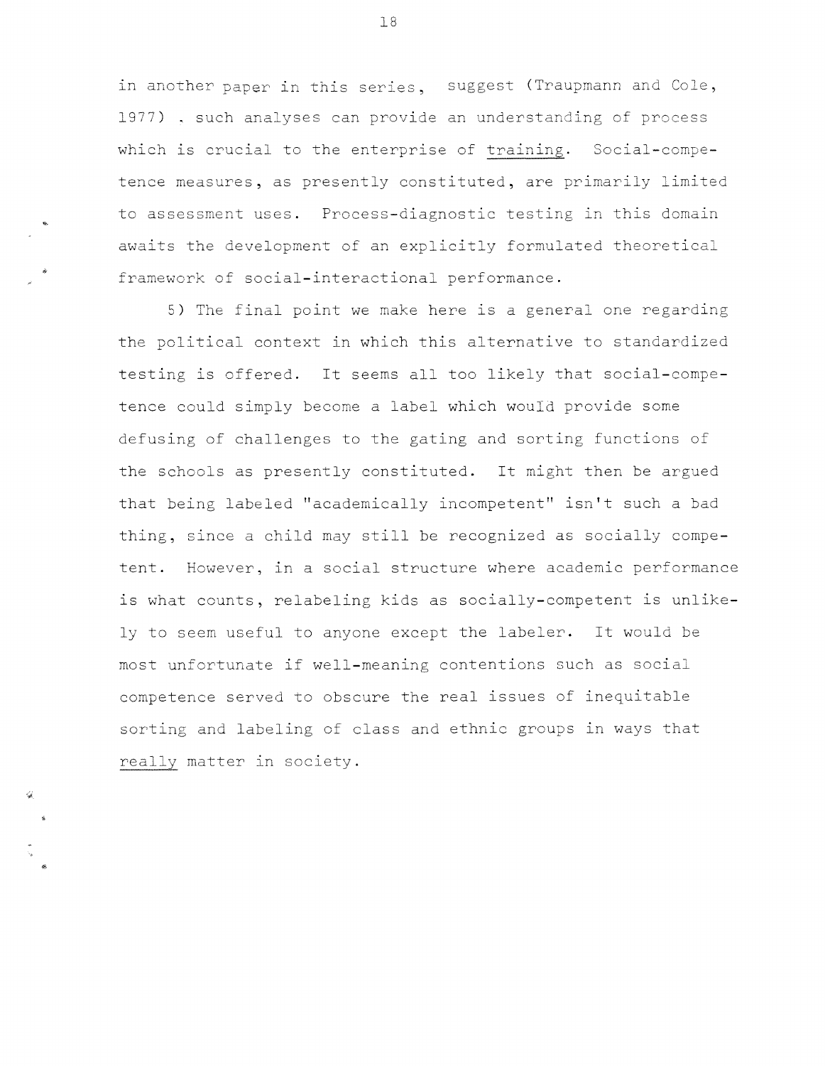in another paper in this series, suggest (Traupmann and Cole, 1977) . such analyses can provide an understanding of process which is crucial to the enterprise of training. Social-competence measures, as presently constituted, are primarily limited to assessment uses. Process-diagnostic testing in this domain awaits the development of an explicitly formulated theoretical framework of social-interactional performance.

5) The final point we make here is a general one regarding the political context in which this alternative to standardized testing is offered. It seems all too likely that social-competence could simply become a label which would provide some defusing of challenges to the gating and sorting functions of the schools as presently constituted. It might then be argued that being labeled "academically incompetent" isn't such a bad thing, since a child may still be recognized as socially competent. However, in a social structure where academic performance is what counts, relabeling kids as socially-competent is unlikely to seem useful to anyone except the labeler. It would be most unfortunate if well-meaning contentions such as social competence served to obscure the real issues of inequitable sorting and labeling of class and ethnic groups in ways that really matter in society.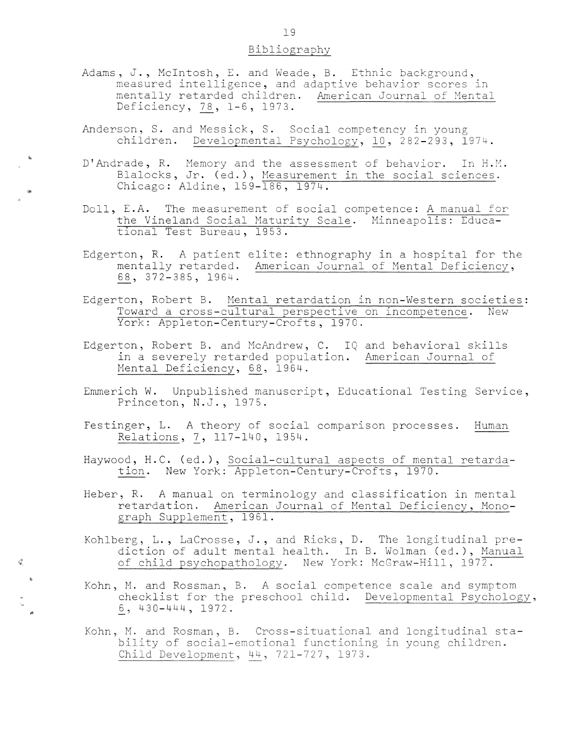## Bibliography

Adams, J., McIntosh, E. and Weade, B. Ethnic background, measured intelligence, and adaptive behavior scores in mentally retarded children. American Journal of Mental Deficiency, 78, 1-6, 1973.

Anderson, S. and Messick, S. Social competency in young children. Developmental Psychology, 10, 282-293, 1974.

D'Andrade, R. Memory and the assessment of behavior. In H.M. Blalocks, Jr. (ed.), Measurement in the social sciences. Chicago: Aldine, 159-186, 1974.

Doll, E.A. The measurement of social competence: A manual for the Vineland Social Maturity Scale. Minneapolis: Educational Test Bureau, 1953.

Edgerton, R. A patient elite: ethnography in a hospital for the mentally retarded. American Journal of Mental Deficiency, 68, 372-385, 1964.

Edgerton, Robert B. Mental retardation in non-Western societies: Toward a cross-cultural perspective on incompetence. New York: Appleton-Century-Crofts, 1970.

Edgerton, Robert B. and McAndrew, C. IQ and behavioral skills in a severely retarded population. American Journal of Mental Deficiency, 68, 1964.

Emmerich W. Unpublished manuscript, Educational Testing Service, Princeton, N.J., 1975.

Festinger, L. A theory of social comparison processes. Human Relations, 7, 117-140, 1954.

Haywood, H.C. (ed.), Social-cultural aspects of mental retardation. New York: Appleton-Century-Crofts, 1970.

Heber, R. A manual on terminology and classification in mental retardation. American Journal of Mental Deficiency, Monograph Supplement, 1961.

Kohlberg, L., LaCrosse, J., and Ricks, D. The longitudinal prediction of adult mental health. In B. Wolman (ed.), Manual of child psychopathology. New York: McGraw-Hill, 1972.

Kohn, M. and Rossman, B. A social competence scale and symptom checklist for the preschool child. Developmental Psychology, 6, 430-444, 1972.

Kohn, M. and Rosman, B. Cross-situational and longitudinal stability of social-emotional functioning in young children. Child Development, 44, 721-727, 1973.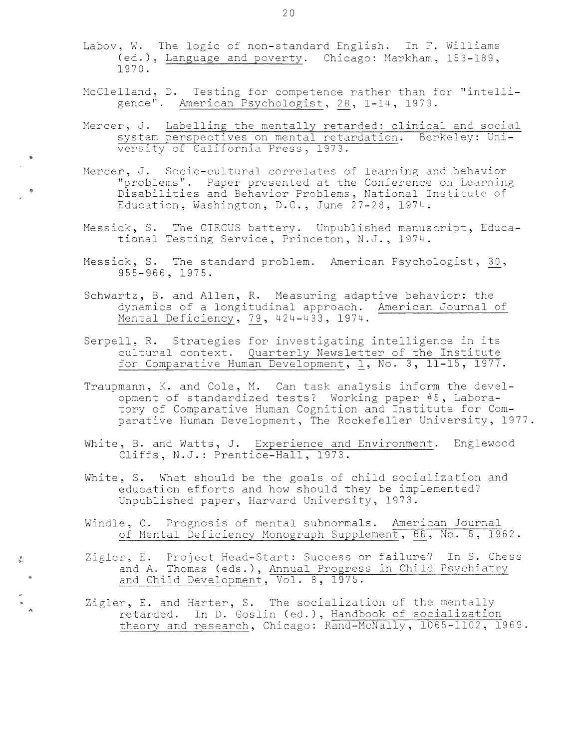Labov, W. The logic of non-standard English. In F. Williams (ed.), Language and poverty. Chicago: Markham, 153-189, 1970.

McClelland, D. Testing for competence rather than for "intelligence". American Psychologist, 28, 1-14, 1973.

Mercer, J. Labelling the mentally retarded: clinical and social system perspectives on mental retardation. Berkeley: University of California Press, 1973.

Mercer, J. Socio-cultural correlates of learning and behavior "problems". Paper presented at the Conference on Learning Disabilities and Behavior Problems, National Institute of Education, Washington, D.C., June 27-28, 1974.

Messick, S. The CIRCUS battery. Unpublished manuscript, Educational Testing Service, Princeton, N.J., 1974.

Messick, S. The standard problem. American Psychologist, 30, 955-966, 1975.

Schwartz, B. and Allen, R. Measuring adaptive behavior: the dynamics of a longitudinal approach. American Journal of Mental Deficiency, 79, 424-433, 1974.

Serpell, R. Strategies for investigating intelligence in its cultural context. Quarterly Newsletter of the Institute for Comparative Human Development, 1, No. 3, 11-15, 1977.

Traupmann, K. and Cole, M. Can task analysis inform the development of standardized tests? Working paper #5, Laboratory of Comparative Human Cognition and Institute for Comparative Human Development, The Rockefeller University, 1977.

White, B. and Watts, J. Experience and Environment. Englewood Cliffs, N.J.: Prentice-Hall, 1973.

White, S. What should be the goals of child socialization and education efforts and how should they be implemented? Unpublished paper, Harvard University, 1973.

Windle, C. Prognosis of mental subnormals. American Journal of Mental Deficiency Monograph Supplement, 66, No. 5, 1962.

Zigler, E. Project Head-Start: Success or failure? In S. Chess and A. Thomas (eds.), Annual Progress in Child Psychiatry and Child Development, Vol. 8, 1975.

Zigler, E. and Harter, S. The socialization of the mentally retarded. In D. Goslin (ed.), Handbook of socialization theory and research, Chicago: Rand-McNally, 1065-1102, 1969.